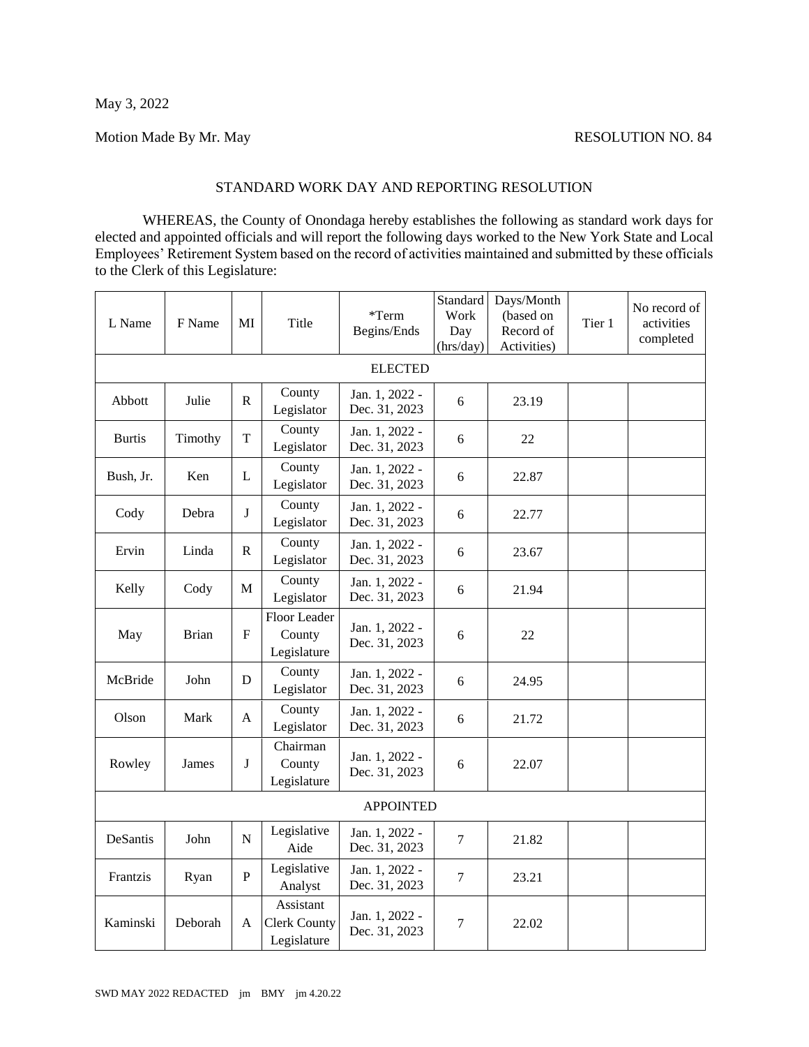May 3, 2022

Motion Made By Mr. May RESOLUTION NO. 84

STANDARD WORK DAY AND REPORTING RESOLUTION

WHEREAS, the County of Onondaga hereby establishes the following as standard work days for elected and appointed officials and will report the following days worked to the New York State and Local Employees' Retirement System based on the record of activities maintained and submitted by these officials to the Clerk of this Legislature:

| L Name | F Name | MI | Title | *Term Begins/Ends | Standard Work Day (hrs/day) | Days/Month (based on Record of Activities) | Tier 1 | No record of activities completed |
|---|---|---|---|---|---|---|---|---|
| ELECTED | | | | | | | | |
| Abbott | Julie | R | County Legislator | Jan. 1, 2022 - Dec. 31, 2023 | 6 | 23.19 | | |
| Burtis | Timothy | T | County Legislator | Jan. 1, 2022 - Dec. 31, 2023 | 6 | 22 | | |
| Bush, Jr. | Ken | L | County Legislator | Jan. 1, 2022 - Dec. 31, 2023 | 6 | 22.87 | | |
| Cody | Debra | J | County Legislator | Jan. 1, 2022 - Dec. 31, 2023 | 6 | 22.77 | | |
| Ervin | Linda | R | County Legislator | Jan. 1, 2022 - Dec. 31, 2023 | 6 | 23.67 | | |
| Kelly | Cody | M | County Legislator | Jan. 1, 2022 - Dec. 31, 2023 | 6 | 21.94 | | |
| May | Brian | F | Floor Leader County Legislature | Jan. 1, 2022 - Dec. 31, 2023 | 6 | 22 | | |
| McBride | John | D | County Legislator | Jan. 1, 2022 - Dec. 31, 2023 | 6 | 24.95 | | |
| Olson | Mark | A | County Legislator | Jan. 1, 2022 - Dec. 31, 2023 | 6 | 21.72 | | |
| Rowley | James | J | Chairman County Legislature | Jan. 1, 2022 - Dec. 31, 2023 | 6 | 22.07 | | |
| APPOINTED | | | | | | | | |
| DeSantis | John | N | Legislative Aide | Jan. 1, 2022 - Dec. 31, 2023 | 7 | 21.82 | | |
| Frantzis | Ryan | P | Legislative Analyst | Jan. 1, 2022 - Dec. 31, 2023 | 7 | 23.21 | | |
| Kaminski | Deborah | A | Assistant Clerk County Legislature | Jan. 1, 2022 - Dec. 31, 2023 | 7 | 22.02 | | |

SWD MAY 2022 REDACTED jm BMY jm 4.20.22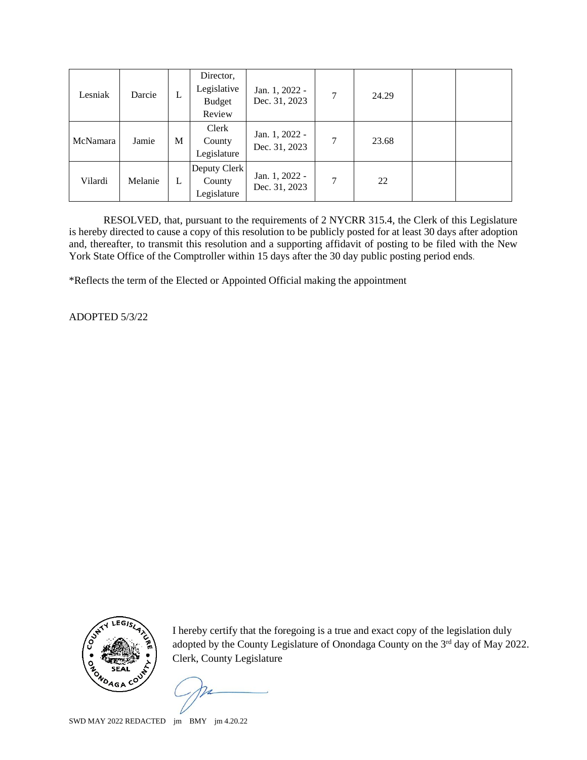| | | | | | | | | |
|---|---|---|---|---|---|---|---|---|
| Lesniak | Darcie | L | Director, Legislative Budget Review | Jan. 1, 2022 - Dec. 31, 2023 | 7 | 24.29 | | |
| McNamara | Jamie | M | Clerk County Legislature | Jan. 1, 2022 - Dec. 31, 2023 | 7 | 23.68 | | |
| Vilardi | Melanie | L | Deputy Clerk County Legislature | Jan. 1, 2022 - Dec. 31, 2023 | 7 | 22 | | |

RESOLVED, that, pursuant to the requirements of 2 NYCRR 315.4, the Clerk of this Legislature is hereby directed to cause a copy of this resolution to be publicly posted for at least 30 days after adoption and, thereafter, to transmit this resolution and a supporting affidavit of posting to be filed with the New York State Office of the Comptroller within 15 days after the 30 day public posting period ends.

*Reflects the term of the Elected or Appointed Official making the appointment

ADOPTED 5/3/22

I hereby certify that the foregoing is a true and exact copy of the legislation duly adopted by the County Legislature of Onondaga County on the 3rd day of May 2022.
Clerk, County Legislature

SWD MAY 2022 REDACTED jm BMY jm 4.20.22